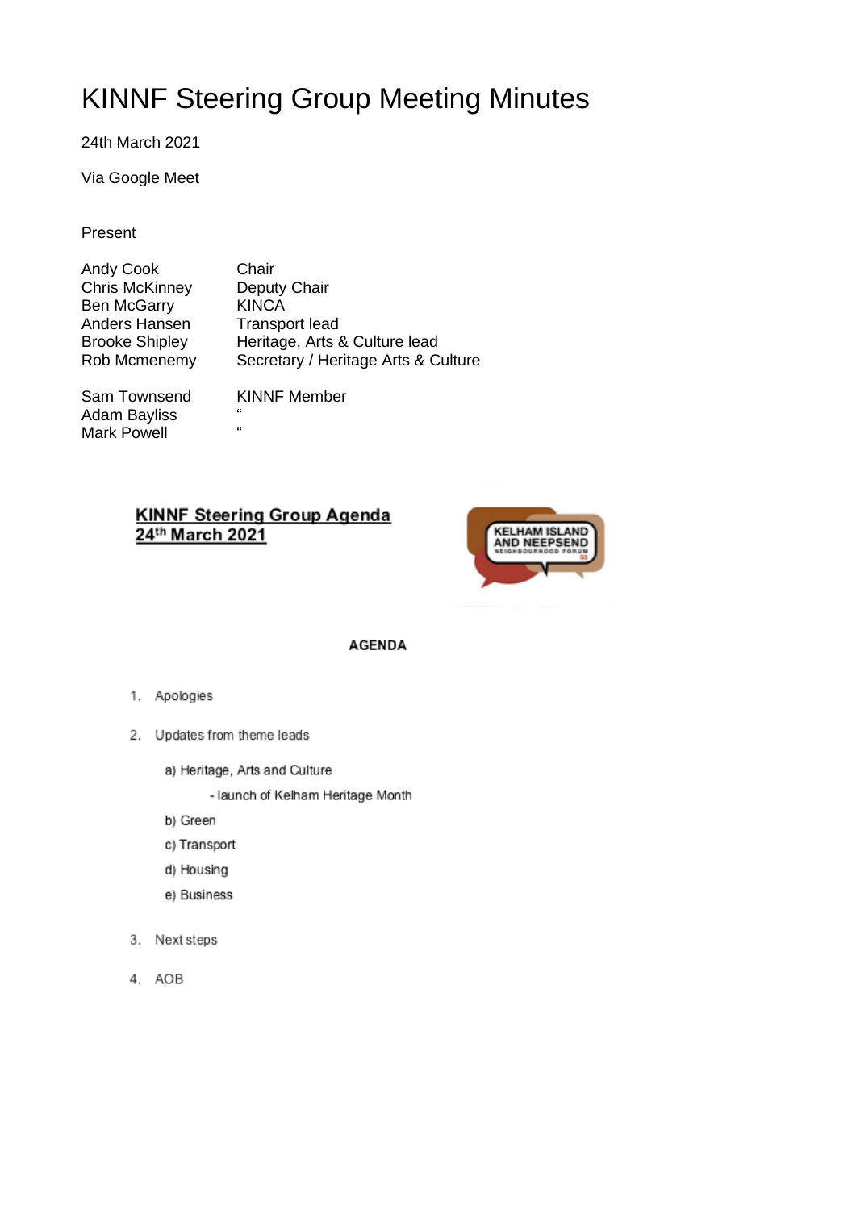# KINNF Steering Group Meeting Minutes

24th March 2021

Via Google Meet

Present

| | |
|---|---|
| Andy Cook | Chair |
| Chris McKinney | Deputy Chair |
| Ben McGarry | KINCA |
| Anders Hansen | Transport lead |
| Brooke Shipley | Heritage, Arts & Culture lead |
| Rob Mcmenemy | Secretary / Heritage Arts & Culture |
| Sam Townsend | KINNF Member |
| Adam Bayliss | " |
| Mark Powell | " |

**KINNF Steering Group Agenda**
**24th March 2021**

KELHAM ISLAND AND NEEPSEND NEIGHBOURHOOD FORUM S3

**AGENDA**

1. Apologies
2. Updates from theme leads
   - a) Heritage, Arts and Culture
     - launch of Kelham Heritage Month
   - b) Green
   - c) Transport
   - d) Housing
   - e) Business
3. Next steps
4. AOB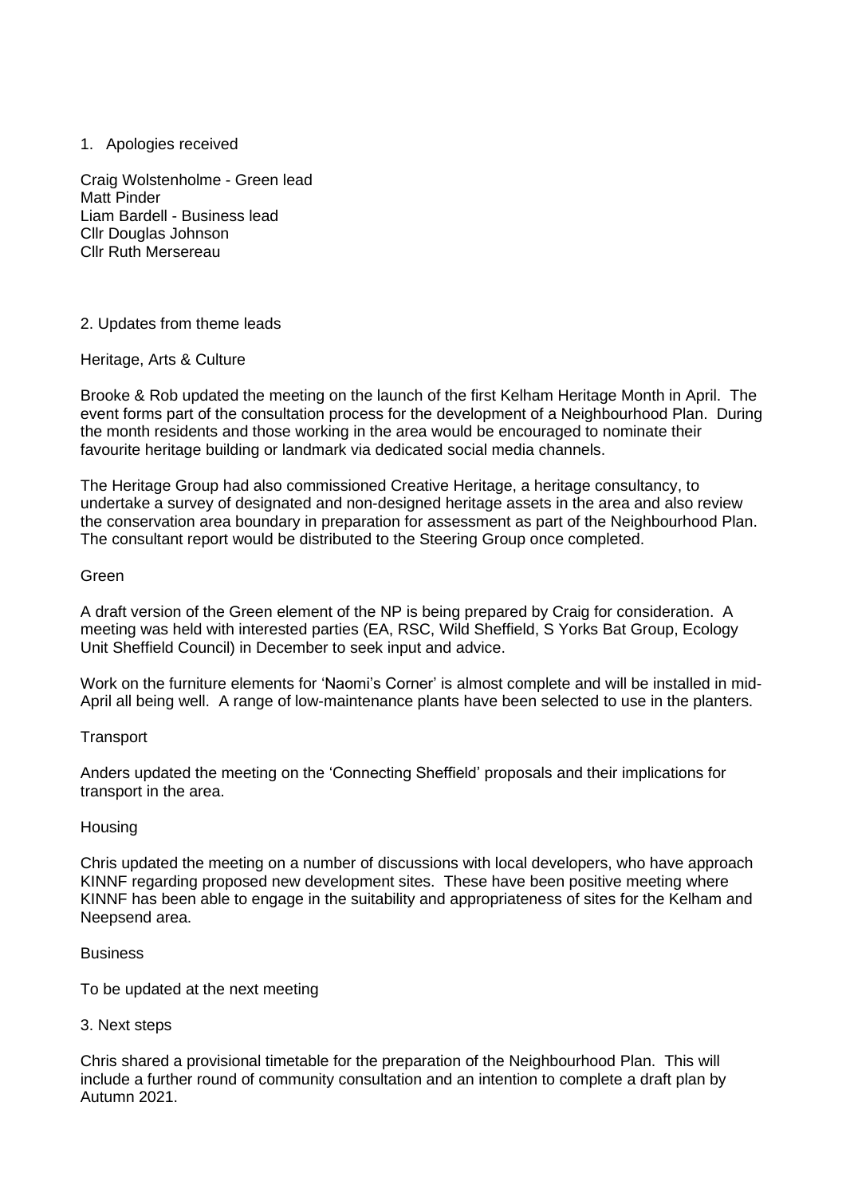1. Apologies received

Craig Wolstenholme - Green lead
Matt Pinder
Liam Bardell - Business lead
Cllr Douglas Johnson
Cllr Ruth Mersereau

2. Updates from theme leads

Heritage, Arts & Culture

Brooke & Rob updated the meeting on the launch of the first Kelham Heritage Month in April. The event forms part of the consultation process for the development of a Neighbourhood Plan. During the month residents and those working in the area would be encouraged to nominate their favourite heritage building or landmark via dedicated social media channels.

The Heritage Group had also commissioned Creative Heritage, a heritage consultancy, to undertake a survey of designated and non-designed heritage assets in the area and also review the conservation area boundary in preparation for assessment as part of the Neighbourhood Plan. The consultant report would be distributed to the Steering Group once completed.

Green

A draft version of the Green element of the NP is being prepared by Craig for consideration. A meeting was held with interested parties (EA, RSC, Wild Sheffield, S Yorks Bat Group, Ecology Unit Sheffield Council) in December to seek input and advice.

Work on the furniture elements for 'Naomi's Corner' is almost complete and will be installed in mid-April all being well. A range of low-maintenance plants have been selected to use in the planters.

Transport

Anders updated the meeting on the 'Connecting Sheffield' proposals and their implications for transport in the area.

Housing

Chris updated the meeting on a number of discussions with local developers, who have approach KINNF regarding proposed new development sites. These have been positive meeting where KINNF has been able to engage in the suitability and appropriateness of sites for the Kelham and Neepsend area.

Business

To be updated at the next meeting

3. Next steps

Chris shared a provisional timetable for the preparation of the Neighbourhood Plan. This will include a further round of community consultation and an intention to complete a draft plan by Autumn 2021.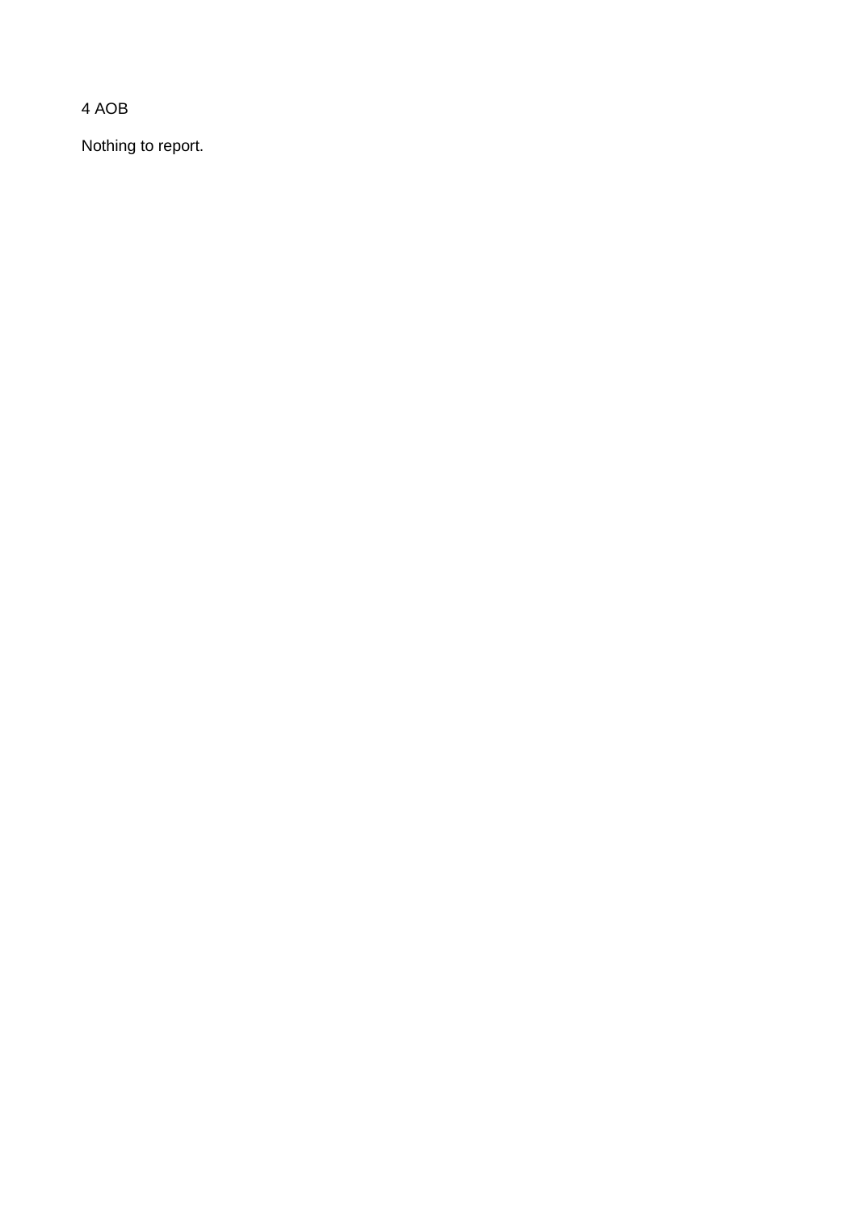4 AOB

Nothing to report.